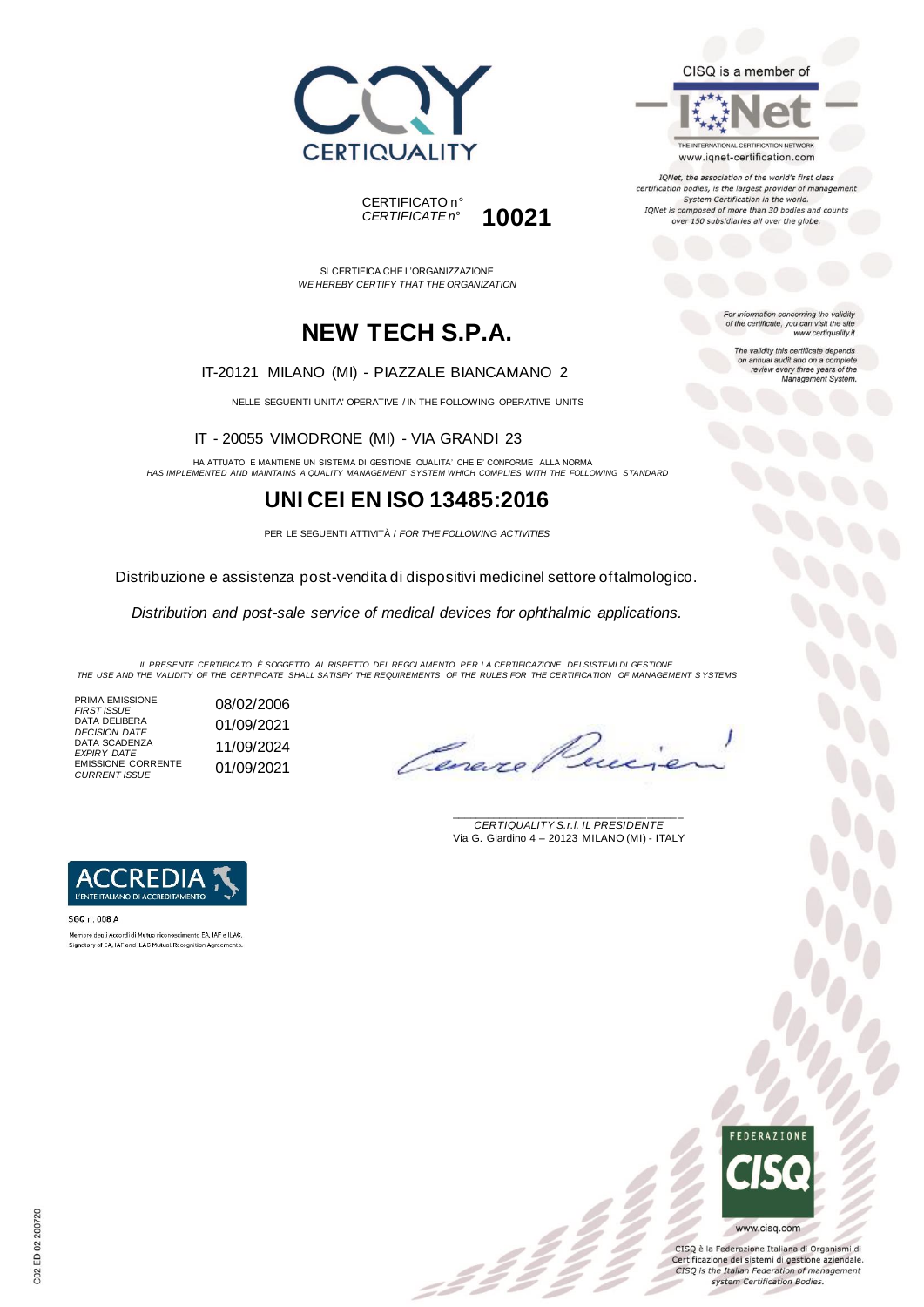CERTIQUALITY

CISQ is a member of

IQNet
THE INTERNATIONAL CERTIFICATION NETWORK
www.iqnet-certification.com

*IQNet, the association of the world's first class certification bodies, is the largest provider of management System Certification in the world. IQNet is composed of more than 30 bodies and counts over 150 subsidiaries all over the globe.*

CERTIFICATO n°
*CERTIFICATE n°* **10021**

*For information concerning the validity of the certificate, you can visit the site www.certiquality.it*

*The validity this certificate depends on annual audit and on a complete review every three years of the Management System.*

SI CERTIFICA CHE L'ORGANIZZAZIONE
*WE HEREBY CERTIFY THAT THE ORGANIZATION*

# NEW TECH S.P.A.

IT-20121 MILANO (MI) - PIAZZALE BIANCAMANO 2

NELLE SEGUENTI UNITA' OPERATIVE / IN THE FOLLOWING OPERATIVE UNITS

IT - 20055 VIMODRONE (MI) - VIA GRANDI 23

HA ATTUATO E MANTIENE UN SISTEMA DI GESTIONE QUALITA' CHE E' CONFORME ALLA NORMA
*HAS IMPLEMENTED AND MAINTAINS A QUALITY MANAGEMENT SYSTEM WHICH COMPLIES WITH THE FOLLOWING STANDARD*

# UNI CEI EN ISO 13485:2016

PER LE SEGUENTI ATTIVITÀ / *FOR THE FOLLOWING ACTIVITIES*

Distribuzione e assistenza post-vendita di dispositivi medicinel settore oftalmologico.

*Distribution and post-sale service of medical devices for ophthalmic applications.*

*IL PRESENTE CERTIFICATO È SOGGETTO AL RISPETTO DEL REGOLAMENTO PER LA CERTIFICAZIONE DEI SISTEMI DI GESTIONE*
*THE USE AND THE VALIDITY OF THE CERTIFICATE SHALL SATISFY THE REQUIREMENTS OF THE RULES FOR THE CERTIFICATION OF MANAGEMENT SYSTEMS*

| | |
|---|---|
| PRIMA EMISSIONE *FIRST ISSUE* | 08/02/2006 |
| DATA DELIBERA *DECISION DATE* | 01/09/2021 |
| DATA SCADENZA *EXPIRY DATE* | 11/09/2024 |
| EMISSIONE CORRENTE *CURRENT ISSUE* | 01/09/2021 |

*CERTIQUALITY S.r.l. IL PRESIDENTE*
Via G. Giardino 4 – 20123 MILANO (MI) - ITALY

ACCREDIA
L'ENTE ITALIANO DI ACCREDITAMENTO

SGQ n. 008 A

Membro degli Accordi di Mutuo riconoscimento EA, IAF e ILAC.
Signatory of EA, IAF and ILAC Mutual Recognition Agreements.

FEDERAZIONE CISQ
www.cisq.com

CISQ è la Federazione Italiana di Organismi di Certificazione dei sistemi di gestione aziendale.
*CISQ is the Italian Federation of management system Certification Bodies.*

C02 ED 02 200720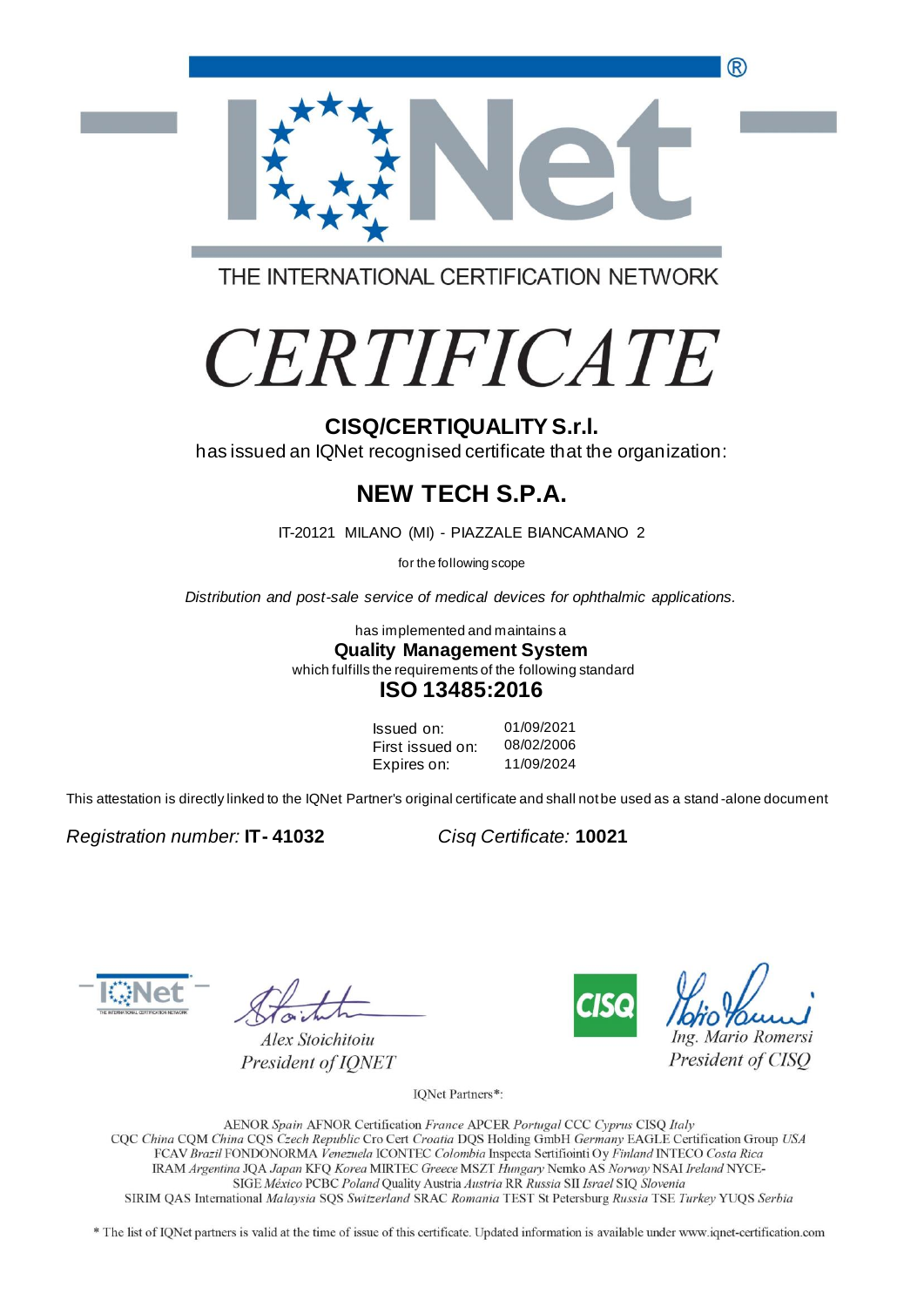THE INTERNATIONAL CERTIFICATION NETWORK

# CERTIFICATE

## CISQ/CERTIQUALITY S.r.l.

has issued an IQNet recognised certificate that the organization:

## NEW TECH S.P.A.

IT-20121 MILANO (MI) - PIAZZALE BIANCAMANO 2

for the following scope

*Distribution and post-sale service of medical devices for ophthalmic applications.*

has implemented and maintains a

**Quality Management System**

which fulfills the requirements of the following standard

## ISO 13485:2016

| | |
|---|---|
| Issued on: | 01/09/2021 |
| First issued on: | 08/02/2006 |
| Expires on: | 11/09/2024 |

This attestation is directly linked to the IQNet Partner's original certificate and shall not be used as a stand-alone document

*Registration number:* **IT - 41032** *Cisq Certificate:* **10021**

*Alex Stoichitoiu*
*President of IQNET*

*Ing. Mario Romersi*
*President of CISQ*

IQNet Partners*:

AENOR *Spain* AFNOR Certification *France* APCER *Portugal* CCC *Cyprus* CISQ *Italy*
CQC *China* CQM *China* CQS *Czech Republic* Cro Cert *Croatia* DQS Holding GmbH *Germany* EAGLE Certification Group *USA*
FCAV *Brazil* FONDONORMA *Venezuela* ICONTEC *Colombia* Inspecta Sertifiointi Oy *Finland* INTECO *Costa Rica*
IRAM *Argentina* JQA *Japan* KFQ *Korea* MIRTEC *Greece* MSZT *Hungary* Nemko AS *Norway* NSAI *Ireland* NYCE-SIGE *México* PCBC *Poland* Quality Austria *Austria* RR *Russia* SII *Israel* SIQ *Slovenia*
SIRIM QAS International *Malaysia* SQS *Switzerland* SRAC *Romania* TEST St Petersburg *Russia* TSE *Turkey* YUQS *Serbia*

\* The list of IQNet partners is valid at the time of issue of this certificate. Updated information is available under www.iqnet-certification.com